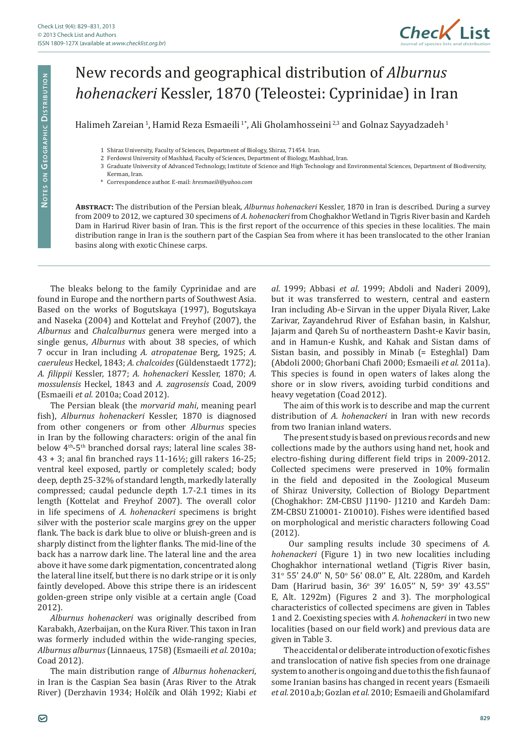# New records and geographical distribution of *Alburnus hohenackeri* Kessler, 1870 (Teleostei: Cyprinidae) in Iran

Halimeh Zareian [1], Hamid Reza Esmaeili [1*], Ali Gholamhosseini [2,3] and Golnaz Sayyadzadeh [1]

1 Shiraz University, Faculty of Sciences, Department of Biology, Shiraz, 71454. Iran.
2 Ferdowsi University of Mashhad, Faculty of Sciences, Department of Biology, Mashhad, Iran.
3 Graduate University of Advanced Technology, Institute of Science and High Technology and Environmental Sciences, Department of Biodiversity, Kerman, Iran.
\* Correspondence author. E-mail: *hresmaeili@yahoo.com*

**Abstract:** The distribution of the Persian bleak, *Alburnus hohenackeri* Kessler, 1870 in Iran is described. During a survey from 2009 to 2012, we captured 30 specimens of *A. hohenackeri* from Choghakhor Wetland in Tigris River basin and Kardeh Dam in Harirud River basin of Iran. This is the first report of the occurrence of this species in these localities. The main distribution range in Iran is the southern part of the Caspian Sea from where it has been translocated to the other Iranian basins along with exotic Chinese carps.

The bleaks belong to the family Cyprinidae and are found in Europe and the northern parts of Southwest Asia. Based on the works of Bogutskaya (1997), Bogutskaya and Naseka (2004) and Kottelat and Freyhof (2007), the *Alburnus* and *Chalcalburnus* genera were merged into a single genus, *Alburnus* with about 38 species, of which 7 occur in Iran including *A. atropatenae* Berg, 1925; *A. caeruleus* Heckel, 1843; *A. chalcoides* (Güldenstaedt 1772); *A. filippii* Kessler, 1877; *A. hohenackeri* Kessler, 1870; *A. mossulensis* Heckel, 1843 and *A. zagrosensis* Coad, 2009 (Esmaeili *et al.* 2010a; Coad 2012).

The Persian bleak (the *morvarid mahi*, meaning pearl fish), *Alburnus hohenackeri* Kessler, 1870 is diagnosed from other congeners or from other *Alburnus* species in Iran by the following characters: origin of the anal fin below 4th-5th branched dorsal rays; lateral line scales 38-43 + 3; anal fin branched rays 11-16½; gill rakers 16-25; ventral keel exposed, partly or completely scaled; body deep, depth 25-32% of standard length, markedly laterally compressed; caudal peduncle depth 1.7-2.1 times in its length (Kottelat and Freyhof 2007). The overall color in life specimens of *A. hohenackeri* specimens is bright silver with the posterior scale margins grey on the upper flank. The back is dark blue to olive or bluish-green and is sharply distinct from the lighter flanks. The mid-line of the back has a narrow dark line. The lateral line and the area above it have some dark pigmentation, concentrated along the lateral line itself, but there is no dark stripe or it is only faintly developed. Above this stripe there is an iridescent golden-green stripe only visible at a certain angle (Coad 2012).

*Alburnus hohenackeri* was originally described from Karabakh, Azerbaijan, on the Kura River. This taxon in Iran was formerly included within the wide-ranging species, *Alburnus alburnus* (Linnaeus, 1758) (Esmaeili *et al.* 2010a; Coad 2012).

The main distribution range of *Alburnus hohenackeri*, in Iran is the Caspian Sea basin (Aras River to the Atrak River) (Derzhavin 1934; Holčík and Oláh 1992; Kiabi *et al*. 1999; Abbasi *et al*. 1999; Abdoli and Naderi 2009), but it was transferred to western, central and eastern Iran including Ab-e Sirvan in the upper Diyala River, Lake Zarivar, Zayandehrud River of Esfahan basin, in Kalshur, Jajarm and Qareh Su of northeastern Dasht-e Kavir basin, and in Hamun-e Kushk, and Kahak and Sistan dams of Sistan basin, and possibly in Minab (= Esteghlal) Dam (Abdoli 2000; Ghorbani Chafi 2000; Esmaeili *et al*. 2011a). This species is found in open waters of lakes along the shore or in slow rivers, avoiding turbid conditions and heavy vegetation (Coad 2012).

The aim of this work is to describe and map the current distribution of *A. hohenackeri* in Iran with new records from two Iranian inland waters.

The present study is based on previous records and new collections made by the authors using hand net, hook and electro-fishing during different field trips in 2009-2012. Collected specimens were preserved in 10% formalin in the field and deposited in the Zoological Museum of Shiraz University, Collection of Biology Department (Choghakhor: ZM-CBSU J1190- J1210 and Kardeh Dam: ZM-CBSU Z10001- Z10010). Fishes were identified based on morphological and meristic characters following Coad (2012).

Our sampling results include 30 specimens of *A. hohenackeri* (Figure 1) in two new localities including Choghakhor international wetland (Tigris River basin, 31° 55′ 24.0′′ N, 50° 56′ 08.0′′ E, Alt. 2280m, and Kardeh Dam (Harirud basin, 36° 39′ 16.05′′ N, 59° 39′ 43.55′′ E, Alt. 1292m) (Figures 2 and 3). The morphological characteristics of collected specimens are given in Tables 1 and 2. Coexisting species with *A. hohenackeri* in two new localities (based on our field work) and previous data are given in Table 3.

The accidental or deliberate introduction of exotic fishes and translocation of native fish species from one drainage system to another is ongoing and due to this the fish fauna of some Iranian basins has changed in recent years (Esmaeili *et al.* 2010 a,b; Gozlan *et al.* 2010; Esmaeili and Gholamifard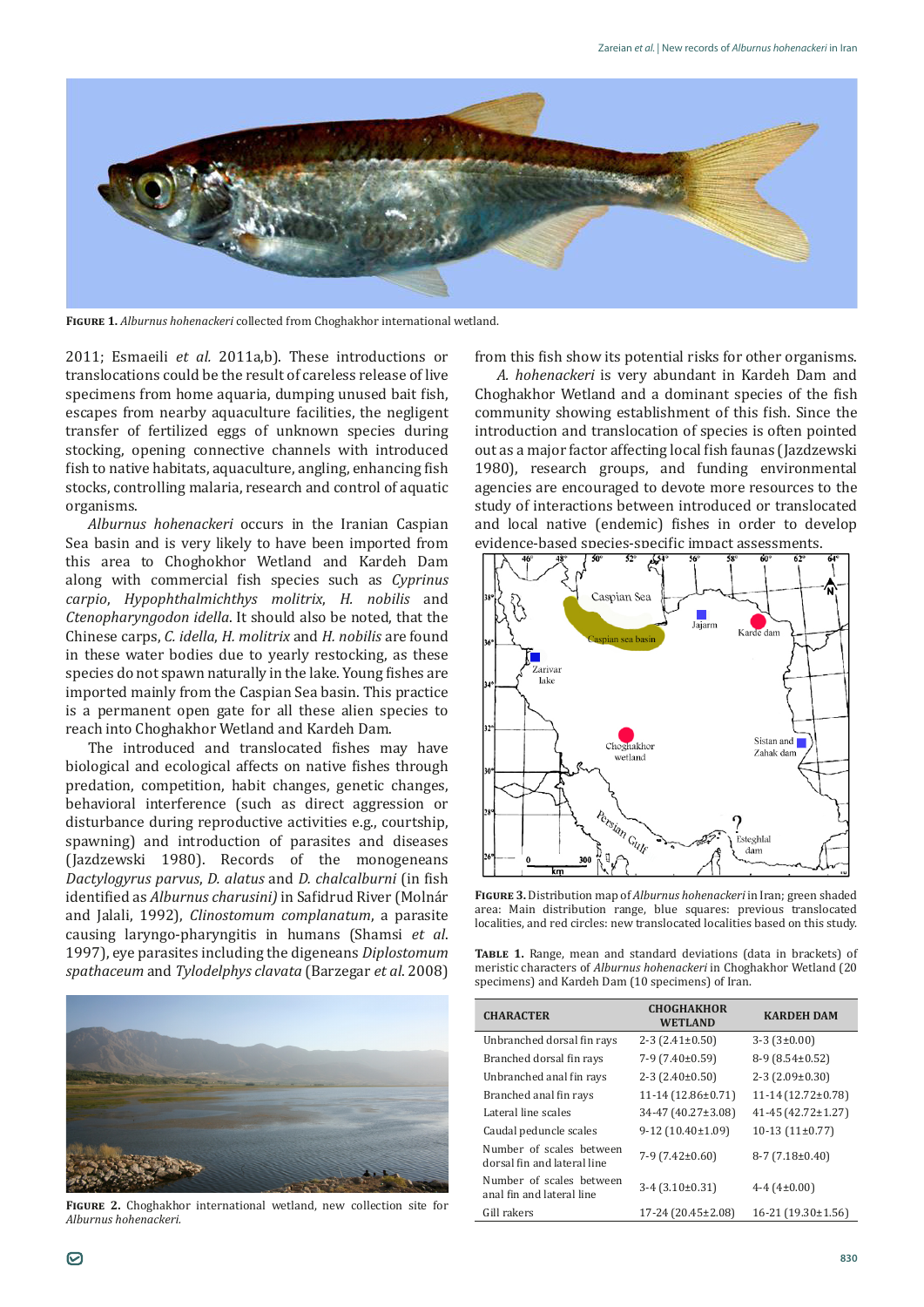**Figure 1.** *Alburnus hohenackeri* collected from Choghakhor international wetland.

2011; Esmaeili *et al.* 2011a,b). These introductions or translocations could be the result of careless release of live specimens from home aquaria, dumping unused bait fish, escapes from nearby aquaculture facilities, the negligent transfer of fertilized eggs of unknown species during stocking, opening connective channels with introduced fish to native habitats, aquaculture, angling, enhancing fish stocks, controlling malaria, research and control of aquatic organisms.

*Alburnus hohenackeri* occurs in the Iranian Caspian Sea basin and is very likely to have been imported from this area to Choghokhor Wetland and Kardeh Dam along with commercial fish species such as *Cyprinus carpio*, *Hypophthalmichthys molitrix*, *H. nobilis* and *Ctenopharyngodon idella*. It should also be noted, that the Chinese carps, *C. idella*, *H. molitrix* and *H. nobilis* are found in these water bodies due to yearly restocking, as these species do not spawn naturally in the lake. Young fishes are imported mainly from the Caspian Sea basin. This practice is a permanent open gate for all these alien species to reach into Choghakhor Wetland and Kardeh Dam.

The introduced and translocated fishes may have biological and ecological affects on native fishes through predation, competition, habit changes, genetic changes, behavioral interference (such as direct aggression or disturbance during reproductive activities e.g., courtship, spawning) and introduction of parasites and diseases (Jazdzewski 1980). Records of the monogeneans *Dactylogyrus parvus*, *D. alatus* and *D. chalcalburni* (in fish identified as *Alburnus charusini)* in Safidrud River (Molnár and Jalali, 1992), *Clinostomum complanatum*, a parasite causing laryngo-pharyngitis in humans (Shamsi *et al.* 1997), eye parasites including the digeneans *Diplostomum spathaceum* and *Tylodelphys clavata* (Barzegar *et al.* 2008) from this fish show its potential risks for other organisms.

*A. hohenackeri* is very abundant in Kardeh Dam and Choghakhor Wetland and a dominant species of the fish community showing establishment of this fish. Since the introduction and translocation of species is often pointed out as a major factor affecting local fish faunas (Jazdzewski 1980), research groups, and funding environmental agencies are encouraged to devote more resources to the study of interactions between introduced or translocated and local native (endemic) fishes in order to develop evidence-based species-specific impact assessments.

**Figure 2.** Choghakhor international wetland, new collection site for *Alburnus hohenackeri.*

**Figure 3.** Distribution map of *Alburnus hohenackeri* in Iran; green shaded area: Main distribution range, blue squares: previous translocated localities, and red circles: new translocated localities based on this study.

**Table 1.** Range, mean and standard deviations (data in brackets) of meristic characters of *Alburnus hohenackeri* in Choghakhor Wetland (20 specimens) and Kardeh Dam (10 specimens) of Iran.

| CHARACTER | CHOGHAKHOR WETLAND | KARDEH DAM |
|---|---|---|
| Unbranched dorsal fin rays | 2-3 (2.41±0.50) | 3-3 (3±0.00) |
| Branched dorsal fin rays | 7-9 (7.40±0.59) | 8-9 (8.54±0.52) |
| Unbranched anal fin rays | 2-3 (2.40±0.50) | 2-3 (2.09±0.30) |
| Branched anal fin rays | 11-14 (12.86±0.71) | 11-14 (12.72±0.78) |
| Lateral line scales | 34-47 (40.27±3.08) | 41-45 (42.72±1.27) |
| Caudal peduncle scales | 9-12 (10.40±1.09) | 10-13 (11±0.77) |
| Number of scales between dorsal fin and lateral line | 7-9 (7.42±0.60) | 8-7 (7.18±0.40) |
| Number of scales between anal fin and lateral line | 3-4 (3.10±0.31) | 4-4 (4±0.00) |
| Gill rakers | 17-24 (20.45±2.08) | 16-21 (19.30±1.56) |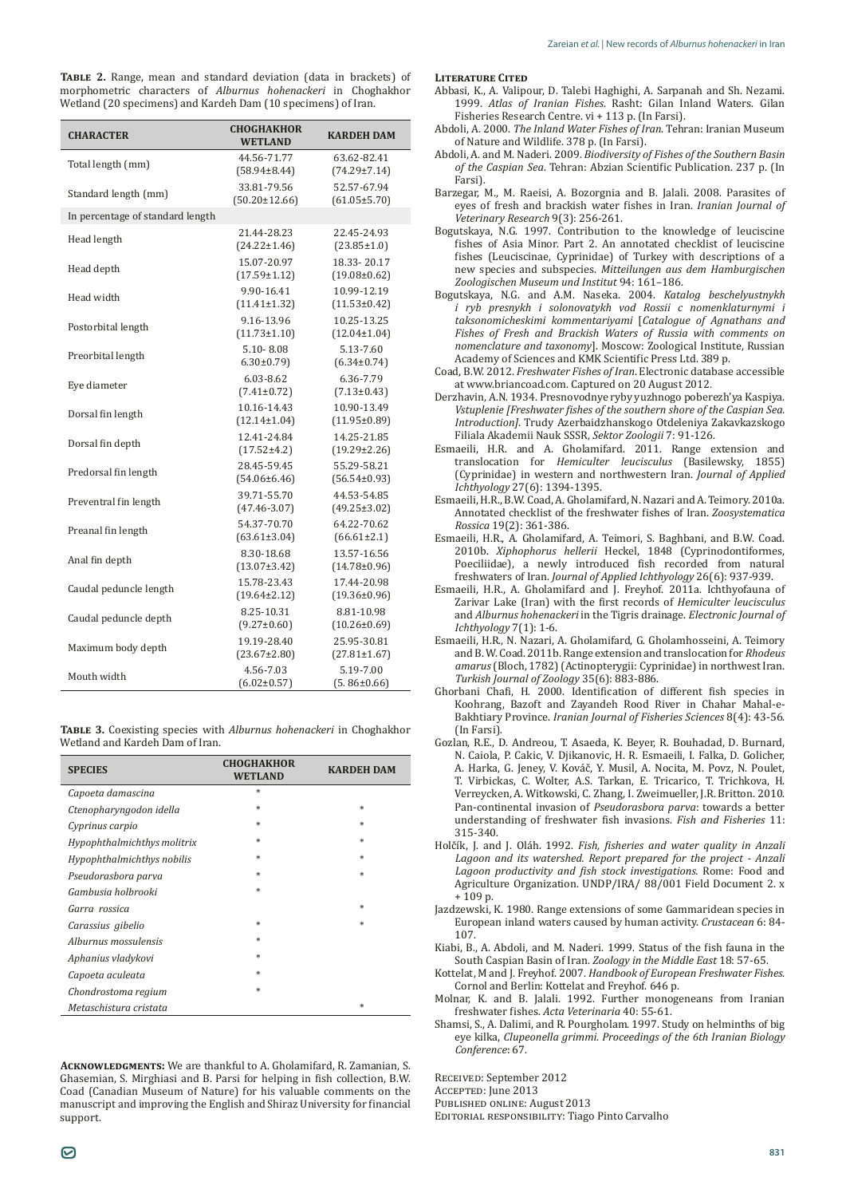**Table 2.** Range, mean and standard deviation (data in brackets) of morphometric characters of *Alburnus hohenackeri* in Choghakhor Wetland (20 specimens) and Kardeh Dam (10 specimens) of Iran.

| CHARACTER | CHOGHAKHOR WETLAND | KARDEH DAM |
|---|---|---|
| Total length (mm) | 44.56-71.77 (58.94±8.44) | 63.62-82.41 (74.29±7.14) |
| Standard length (mm) | 33.81-79.56 (50.20±12.66) | 52.57-67.94 (61.05±5.70) |
| In percentage of standard length | | |
| Head length | 21.44-28.23 (24.22±1.46) | 22.45-24.93 (23.85±1.0) |
| Head depth | 15.07-20.97 (17.59±1.12) | 18.33- 20.17 (19.08±0.62) |
| Head width | 9.90-16.41 (11.41±1.32) | 10.99-12.19 (11.53±0.42) |
| Postorbital length | 9.16-13.96 (11.73±1.10) | 10.25-13.25 (12.04±1.04) |
| Preorbital length | 5.10- 8.08 6.30±0.79) | 5.13-7.60 (6.34±0.74) |
| Eye diameter | 6.03-8.62 (7.41±0.72) | 6.36-7.79 (7.13±0.43) |
| Dorsal fin length | 10.16-14.43 (12.14±1.04) | 10.90-13.49 (11.95±0.89) |
| Dorsal fin depth | 12.41-24.84 (17.52±4.2) | 14.25-21.85 (19.29±2.26) |
| Predorsal fin length | 28.45-59.45 (54.06±6.46) | 55.29-58.21 (56.54±0.93) |
| Preventral fin length | 39.71-55.70 (47.46-3.07) | 44.53-54.85 (49.25±3.02) |
| Preanal fin length | 54.37-70.70 (63.61±3.04) | 64.22-70.62 (66.61±2.1) |
| Anal fin depth | 8.30-18.68 (13.07±3.42) | 13.57-16.56 (14.78±0.96) |
| Caudal peduncle length | 15.78-23.43 (19.64±2.12) | 17.44-20.98 (19.36±0.96) |
| Caudal peduncle depth | 8.25-10.31 (9.27±0.60) | 8.81-10.98 (10.26±0.69) |
| Maximum body depth | 19.19-28.40 (23.67±2.80) | 25.95-30.81 (27.81±1.67) |
| Mouth width | 4.56-7.03 (6.02±0.57) | 5.19-7.00 (5. 86±0.66) |

**Table 3.** Coexisting species with *Alburnus hohenackeri* in Choghakhor Wetland and Kardeh Dam of Iran.

| SPECIES | CHOGHAKHOR WETLAND | KARDEH DAM |
|---|---|---|
| *Capoeta damascina* | * | |
| *Ctenopharyngodon idella* | * | * |
| *Cyprinus carpio* | * | * |
| *Hypophthalmichthys molitrix* | * | * |
| *Hypophthalmichthys nobilis* | * | * |
| *Pseudorasbora parva* | * | * |
| *Gambusia holbrooki* | * | |
| *Garra rossica* | | * |
| *Carassius gibelio* | * | * |
| *Alburnus mossulensis* | * | |
| *Aphanius vladykovi* | * | |
| *Capoeta aculeata* | * | |
| *Chondrostoma regium* | * | |
| *Metaschistura cristata* | | * |

**Acknowledgments:** We are thankful to A. Gholamifard, R. Zamanian, S. Ghasemian, S. Mirghiasi and B. Parsi for helping in fish collection, B.W. Coad (Canadian Museum of Nature) for his valuable comments on the manuscript and improving the English and Shiraz University for financial support.

## Literature Cited

Abbasi, K., A. Valipour, D. Talebi Haghighi, A. Sarpanah and Sh. Nezami. 1999. *Atlas of Iranian Fishes*. Rasht: Gilan Inland Waters. Gilan Fisheries Research Centre. vi + 113 p. (In Farsi).

Abdoli, A. 2000. *The Inland Water Fishes of Iran*. Tehran: Iranian Museum of Nature and Wildlife. 378 p. (In Farsi).

Abdoli, A. and M. Naderi. 2009. *Biodiversity of Fishes of the Southern Basin of the Caspian Sea*. Tehran: Abzian Scientific Publication. 237 p. (In Farsi).

Barzegar, M., M. Raeisi, A. Bozorgnia and B. Jalali. 2008. Parasites of eyes of fresh and brackish water fishes in Iran. *Iranian Journal of Veterinary Research* 9(3): 256-261.

Bogutskaya, N.G. 1997. Contribution to the knowledge of leuciscine fishes of Asia Minor. Part 2. An annotated checklist of leuciscine fishes (Leuciscinae, Cyprinidae) of Turkey with descriptions of a new species and subspecies. *Mitteilungen aus dem Hamburgischen Zoologischen Museum und Institut* 94: 161–186.

Bogutskaya, N.G. and A.M. Naseka. 2004. *Katalog beschelyustnykh i ryb presnykh i solonovatykh vod Rossii c nomenklaturnymi i taksonomicheskimi kommentariyami* [*Catalogue of Agnathans and Fishes of Fresh and Brackish Waters of Russia with comments on nomenclature and taxonomy*]. Moscow: Zoological Institute, Russian Academy of Sciences and KMK Scientific Press Ltd. 389 p.

Coad, B.W. 2012. *Freshwater Fishes of Iran*. Electronic database accessible at www.briancoad.com. Captured on 20 August 2012.

Derzhavin, A.N. 1934. Presnovodnye ryby yuzhnogo poberezh'ya Kaspiya. *Vstuplenie [Freshwater fishes of the southern shore of the Caspian Sea. Introduction]*. Trudy Azerbaidzhanskogo Otdeleniya Zakavkazskogo Filiala Akademii Nauk SSSR, *Sektor Zoologii* 7: 91-126.

Esmaeili, H.R. and A. Gholamifard. 2011. Range extension and translocation for *Hemiculter leucisculus* (Basilewsky, 1855) (Cyprinidae) in western and northwestern Iran. *Journal of Applied Ichthyology* 27(6): 1394-1395.

Esmaeili, H.R., B.W. Coad, A. Gholamifard, N. Nazari and A. Teimory. 2010a. Annotated checklist of the freshwater fishes of Iran. *Zoosystematica Rossica* 19(2): 361-386.

Esmaeili, H.R., A. Gholamifard, A. Teimori, S. Baghbani, and B.W. Coad. 2010b. *Xiphophorus hellerii* Heckel, 1848 (Cyprinodontiformes, Poeciliidae), a newly introduced fish recorded from natural freshwaters of Iran. *Journal of Applied Ichthyology* 26(6): 937-939.

Esmaeili, H.R., A. Gholamifard and J. Freyhof. 2011a. Ichthyofauna of Zarivar Lake (Iran) with the first records of *Hemiculter leucisculus* and *Alburnus hohenackeri* in the Tigris drainage. *Electronic Journal of Ichthyology* 7(1): 1-6.

Esmaeili, H.R., N. Nazari, A. Gholamifard, G. Gholamhosseini, A. Teimory and B. W. Coad. 2011b. Range extension and translocation for *Rhodeus amarus* (Bloch, 1782) (Actinopterygii: Cyprinidae) in northwest Iran. *Turkish Journal of Zoology* 35(6): 883-886.

Ghorbani Chafi, H. 2000. Identification of different fish species in Koohrang, Bazoft and Zayandeh Rood River in Chahar Mahal-e-Bakhtiary Province. *Iranian Journal of Fisheries Sciences* 8(4): 43-56. (In Farsi).

Gozlan, R.E., D. Andreou, T. Asaeda, K. Beyer, R. Bouhadad, D. Burnard, N. Caiola, P. Cakic, V. Djikanovic, H. R. Esmaeili, I. Falka, D. Golicher, A. Harka, G. Jeney, V. Kováč, Y. Musil, A. Nocita, M. Povz, N. Poulet, T. Virbickas, C. Wolter, A.S. Tarkan, E. Tricarico, T. Trichkova, H. Verreycken, A. Witkowski, C. Zhang, I. Zweimueller, J.R. Britton. 2010. Pan-continental invasion of *Pseudorasbora parva*: towards a better understanding of freshwater fish invasions. *Fish and Fisheries* 11: 315-340.

Holčík, J. and J. Oláh. 1992. *Fish, fisheries and water quality in Anzali Lagoon and its watershed. Report prepared for the project - Anzali Lagoon productivity and fish stock investigations.* Rome: Food and Agriculture Organization. UNDP/IRA/ 88/001 Field Document 2. x + 109 p.

Jazdzewski, K. 1980. Range extensions of some Gammaridean species in European inland waters caused by human activity. *Crustacean* 6: 84-107.

Kiabi, B., A. Abdoli, and M. Naderi. 1999. Status of the fish fauna in the South Caspian Basin of Iran. *Zoology in the Middle East* 18: 57-65.

Kottelat, M and J. Freyhof. 2007. *Handbook of European Freshwater Fishes*. Cornol and Berlin: Kottelat and Freyhof. 646 p.

Molnar, K. and B. Jalali. 1992. Further monogeneans from Iranian freshwater fishes. *Acta Veterinaria* 40: 55-61.

Shamsi, S., A. Dalimi, and R. Pourgholam. 1997. Study on helminths of big eye kilka, *Clupeonella grimmi*. *Proceedings of the 6th Iranian Biology Conference*: 67.

Received: September 2012
Accepted: June 2013
Published online: August 2013
Editorial responsibility: Tiago Pinto Carvalho